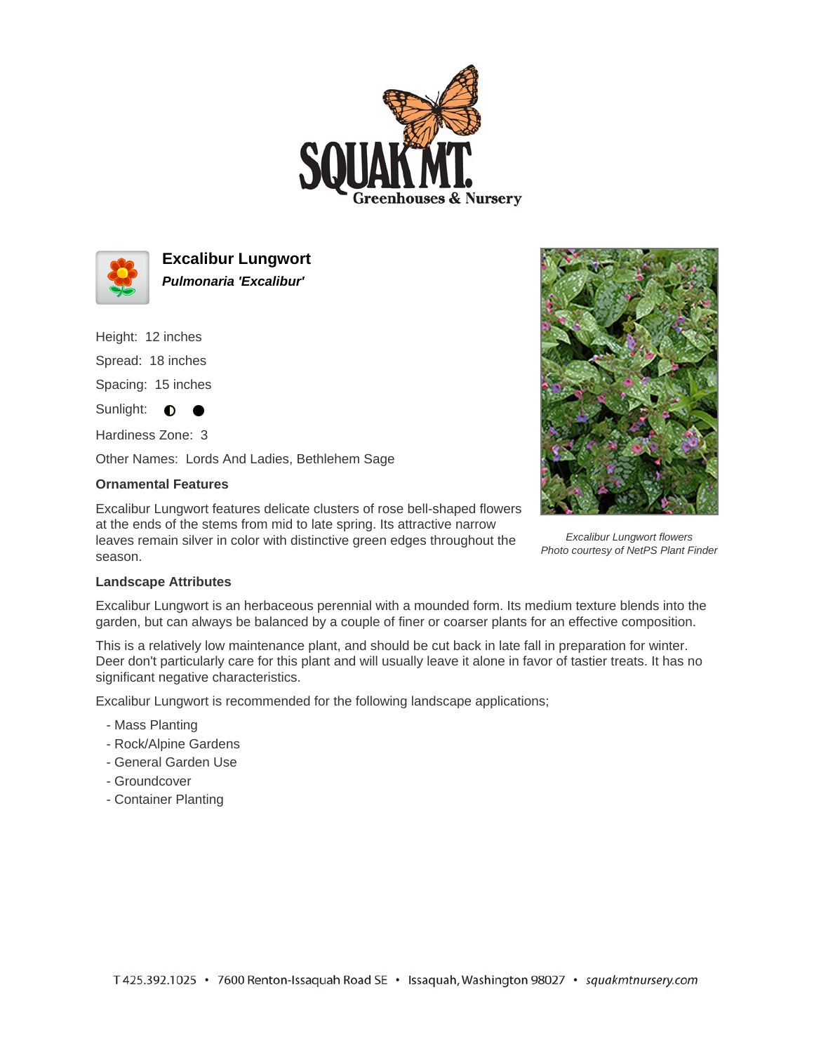# Excalibur Lungwort

***Pulmonaria 'Excalibur'***

Height: 12 inches

Spread: 18 inches

Spacing: 15 inches

Sunlight: ◐ ●

Hardiness Zone: 3

Other Names: Lords And Ladies, Bethlehem Sage

*Excalibur Lungwort flowers*
*Photo courtesy of NetPS Plant Finder*

### Ornamental Features

Excalibur Lungwort features delicate clusters of rose bell-shaped flowers at the ends of the stems from mid to late spring. Its attractive narrow leaves remain silver in color with distinctive green edges throughout the season.

### Landscape Attributes

Excalibur Lungwort is an herbaceous perennial with a mounded form. Its medium texture blends into the garden, but can always be balanced by a couple of finer or coarser plants for an effective composition.

This is a relatively low maintenance plant, and should be cut back in late fall in preparation for winter. Deer don't particularly care for this plant and will usually leave it alone in favor of tastier treats. It has no significant negative characteristics.

Excalibur Lungwort is recommended for the following landscape applications;

- Mass Planting
- Rock/Alpine Gardens
- General Garden Use
- Groundcover
- Container Planting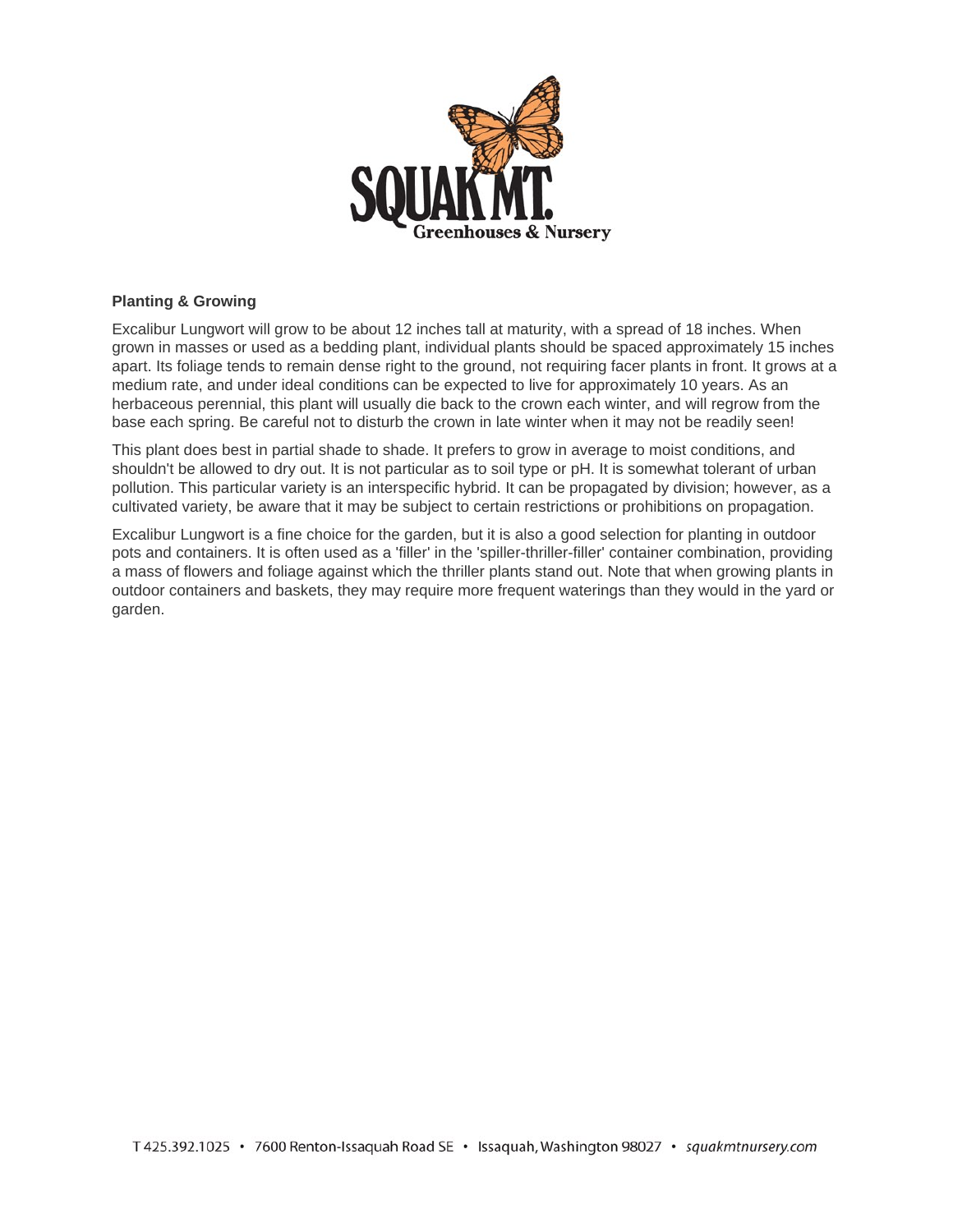**Planting & Growing**

Excalibur Lungwort will grow to be about 12 inches tall at maturity, with a spread of 18 inches. When grown in masses or used as a bedding plant, individual plants should be spaced approximately 15 inches apart. Its foliage tends to remain dense right to the ground, not requiring facer plants in front. It grows at a medium rate, and under ideal conditions can be expected to live for approximately 10 years. As an herbaceous perennial, this plant will usually die back to the crown each winter, and will regrow from the base each spring. Be careful not to disturb the crown in late winter when it may not be readily seen!

This plant does best in partial shade to shade. It prefers to grow in average to moist conditions, and shouldn't be allowed to dry out. It is not particular as to soil type or pH. It is somewhat tolerant of urban pollution. This particular variety is an interspecific hybrid. It can be propagated by division; however, as a cultivated variety, be aware that it may be subject to certain restrictions or prohibitions on propagation.

Excalibur Lungwort is a fine choice for the garden, but it is also a good selection for planting in outdoor pots and containers. It is often used as a 'filler' in the 'spiller-thriller-filler' container combination, providing a mass of flowers and foliage against which the thriller plants stand out. Note that when growing plants in outdoor containers and baskets, they may require more frequent waterings than they would in the yard or garden.